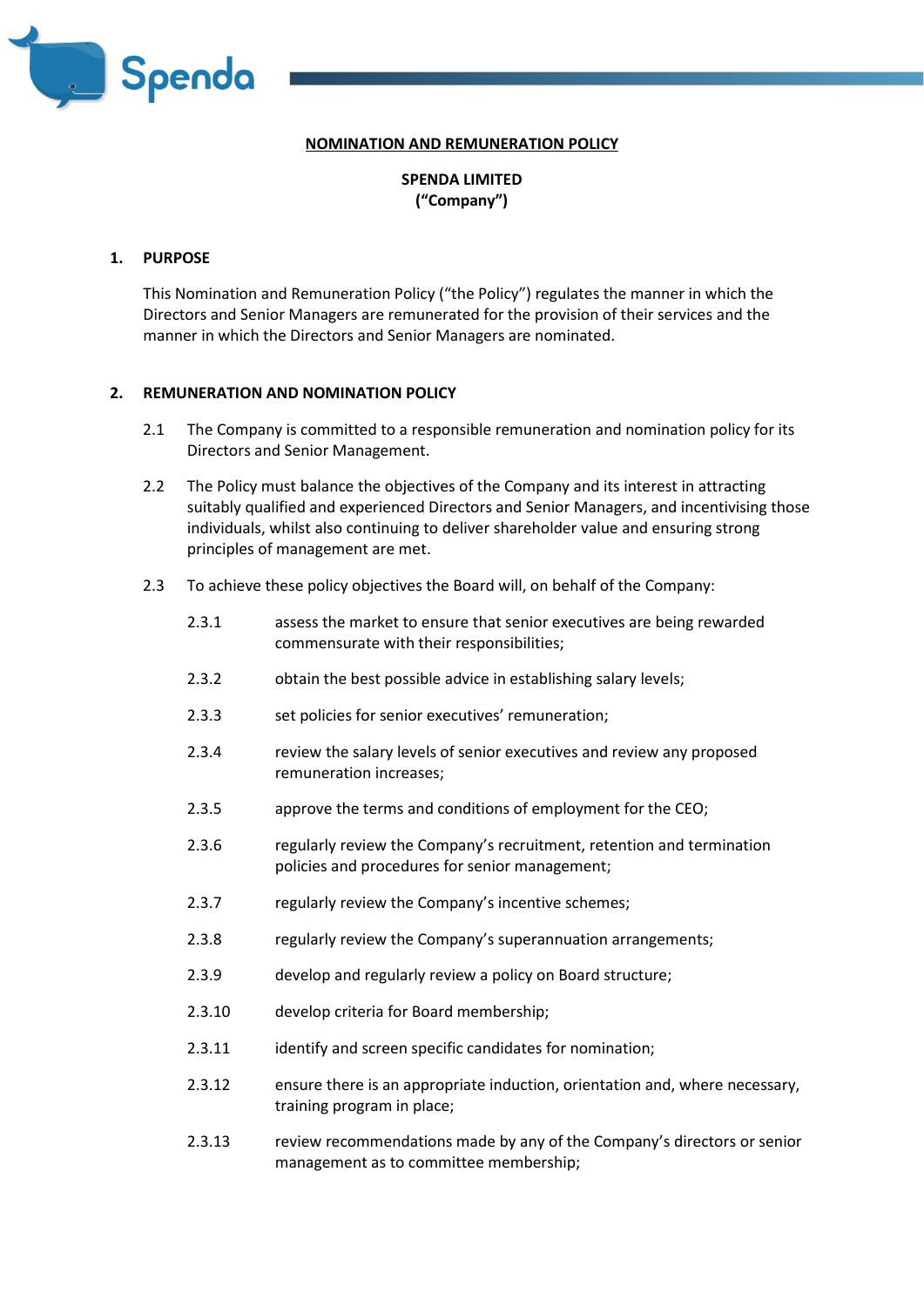# NOMINATION AND REMUNERATION POLICY

**SPENDA LIMITED**
**("Company")**

## 1. PURPOSE

This Nomination and Remuneration Policy ("the Policy") regulates the manner in which the Directors and Senior Managers are remunerated for the provision of their services and the manner in which the Directors and Senior Managers are nominated.

## 2. REMUNERATION AND NOMINATION POLICY

2.1 The Company is committed to a responsible remuneration and nomination policy for its Directors and Senior Management.

2.2 The Policy must balance the objectives of the Company and its interest in attracting suitably qualified and experienced Directors and Senior Managers, and incentivising those individuals, whilst also continuing to deliver shareholder value and ensuring strong principles of management are met.

2.3 To achieve these policy objectives the Board will, on behalf of the Company:

2.3.1 assess the market to ensure that senior executives are being rewarded commensurate with their responsibilities;

2.3.2 obtain the best possible advice in establishing salary levels;

2.3.3 set policies for senior executives' remuneration;

2.3.4 review the salary levels of senior executives and review any proposed remuneration increases;

2.3.5 approve the terms and conditions of employment for the CEO;

2.3.6 regularly review the Company's recruitment, retention and termination policies and procedures for senior management;

2.3.7 regularly review the Company's incentive schemes;

2.3.8 regularly review the Company's superannuation arrangements;

2.3.9 develop and regularly review a policy on Board structure;

2.3.10 develop criteria for Board membership;

2.3.11 identify and screen specific candidates for nomination;

2.3.12 ensure there is an appropriate induction, orientation and, where necessary, training program in place;

2.3.13 review recommendations made by any of the Company's directors or senior management as to committee membership;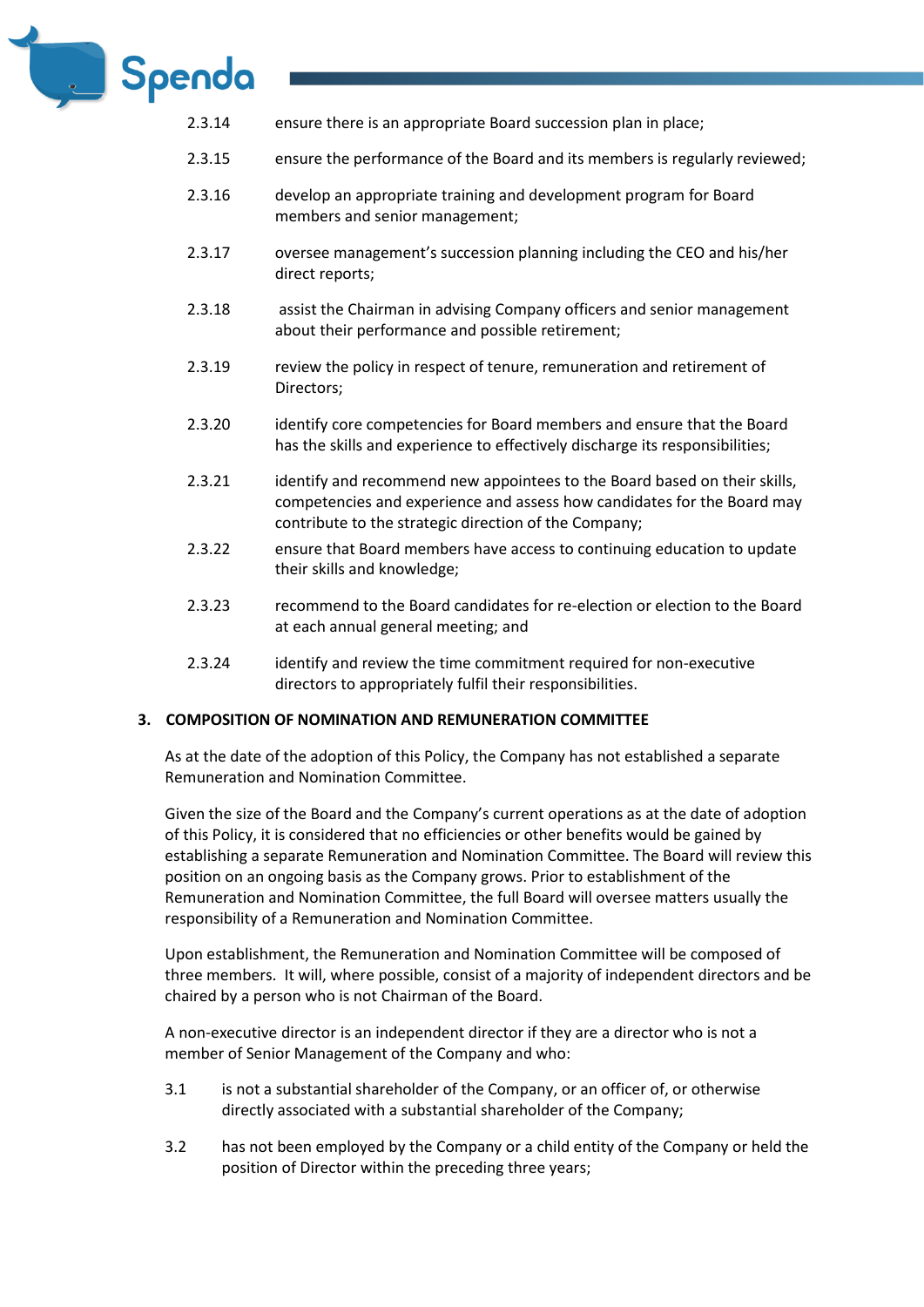2.3.14 ensure there is an appropriate Board succession plan in place;

2.3.15 ensure the performance of the Board and its members is regularly reviewed;

2.3.16 develop an appropriate training and development program for Board members and senior management;

2.3.17 oversee management's succession planning including the CEO and his/her direct reports;

2.3.18 assist the Chairman in advising Company officers and senior management about their performance and possible retirement;

2.3.19 review the policy in respect of tenure, remuneration and retirement of Directors;

2.3.20 identify core competencies for Board members and ensure that the Board has the skills and experience to effectively discharge its responsibilities;

2.3.21 identify and recommend new appointees to the Board based on their skills, competencies and experience and assess how candidates for the Board may contribute to the strategic direction of the Company;

2.3.22 ensure that Board members have access to continuing education to update their skills and knowledge;

2.3.23 recommend to the Board candidates for re-election or election to the Board at each annual general meeting; and

2.3.24 identify and review the time commitment required for non-executive directors to appropriately fulfil their responsibilities.

## 3. COMPOSITION OF NOMINATION AND REMUNERATION COMMITTEE

As at the date of the adoption of this Policy, the Company has not established a separate Remuneration and Nomination Committee.

Given the size of the Board and the Company's current operations as at the date of adoption of this Policy, it is considered that no efficiencies or other benefits would be gained by establishing a separate Remuneration and Nomination Committee. The Board will review this position on an ongoing basis as the Company grows. Prior to establishment of the Remuneration and Nomination Committee, the full Board will oversee matters usually the responsibility of a Remuneration and Nomination Committee.

Upon establishment, the Remuneration and Nomination Committee will be composed of three members. It will, where possible, consist of a majority of independent directors and be chaired by a person who is not Chairman of the Board.

A non-executive director is an independent director if they are a director who is not a member of Senior Management of the Company and who:

3.1 is not a substantial shareholder of the Company, or an officer of, or otherwise directly associated with a substantial shareholder of the Company;

3.2 has not been employed by the Company or a child entity of the Company or held the position of Director within the preceding three years;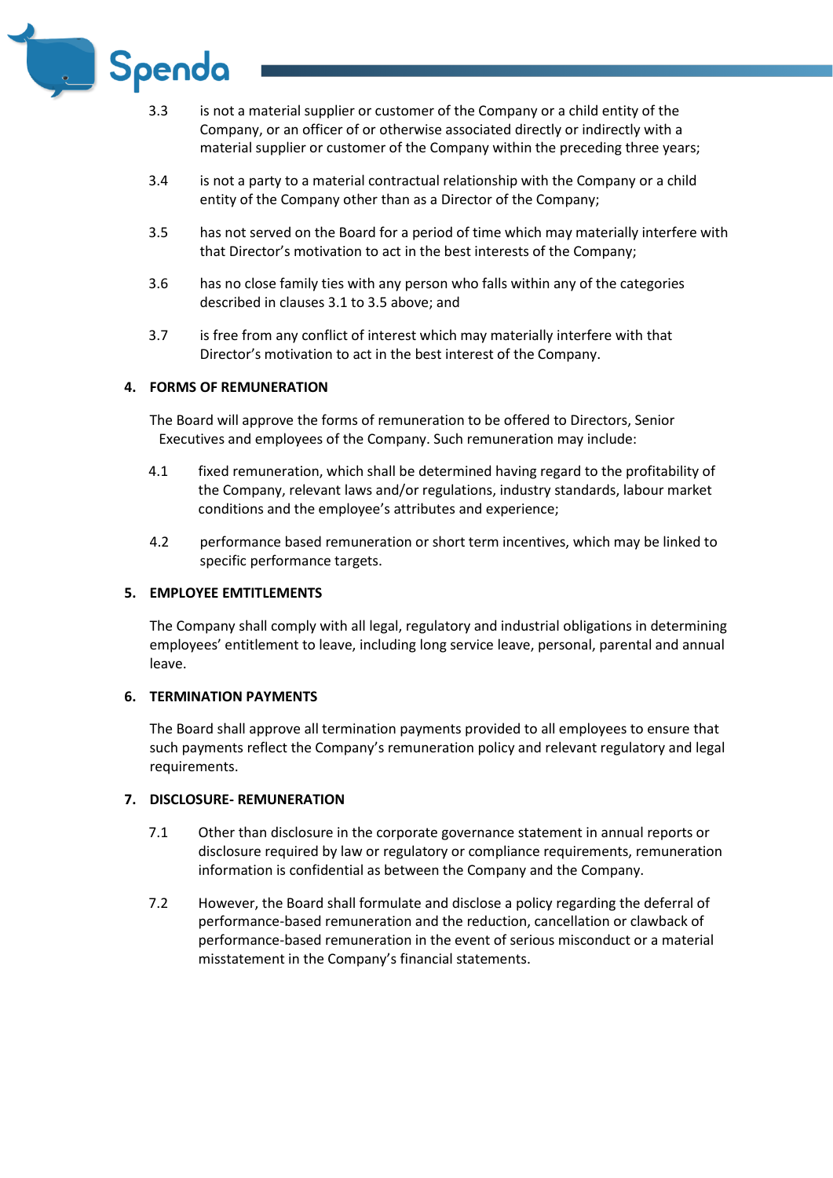3.3 is not a material supplier or customer of the Company or a child entity of the Company, or an officer of or otherwise associated directly or indirectly with a material supplier or customer of the Company within the preceding three years;

3.4 is not a party to a material contractual relationship with the Company or a child entity of the Company other than as a Director of the Company;

3.5 has not served on the Board for a period of time which may materially interfere with that Director's motivation to act in the best interests of the Company;

3.6 has no close family ties with any person who falls within any of the categories described in clauses 3.1 to 3.5 above; and

3.7 is free from any conflict of interest which may materially interfere with that Director's motivation to act in the best interest of the Company.

## 4. FORMS OF REMUNERATION

The Board will approve the forms of remuneration to be offered to Directors, Senior Executives and employees of the Company. Such remuneration may include:

4.1 fixed remuneration, which shall be determined having regard to the profitability of the Company, relevant laws and/or regulations, industry standards, labour market conditions and the employee's attributes and experience;

4.2 performance based remuneration or short term incentives, which may be linked to specific performance targets.

## 5. EMPLOYEE EMTITLEMENTS

The Company shall comply with all legal, regulatory and industrial obligations in determining employees' entitlement to leave, including long service leave, personal, parental and annual leave.

## 6. TERMINATION PAYMENTS

The Board shall approve all termination payments provided to all employees to ensure that such payments reflect the Company's remuneration policy and relevant regulatory and legal requirements.

## 7. DISCLOSURE- REMUNERATION

7.1 Other than disclosure in the corporate governance statement in annual reports or disclosure required by law or regulatory or compliance requirements, remuneration information is confidential as between the Company and the Company.

7.2 However, the Board shall formulate and disclose a policy regarding the deferral of performance-based remuneration and the reduction, cancellation or clawback of performance-based remuneration in the event of serious misconduct or a material misstatement in the Company's financial statements.